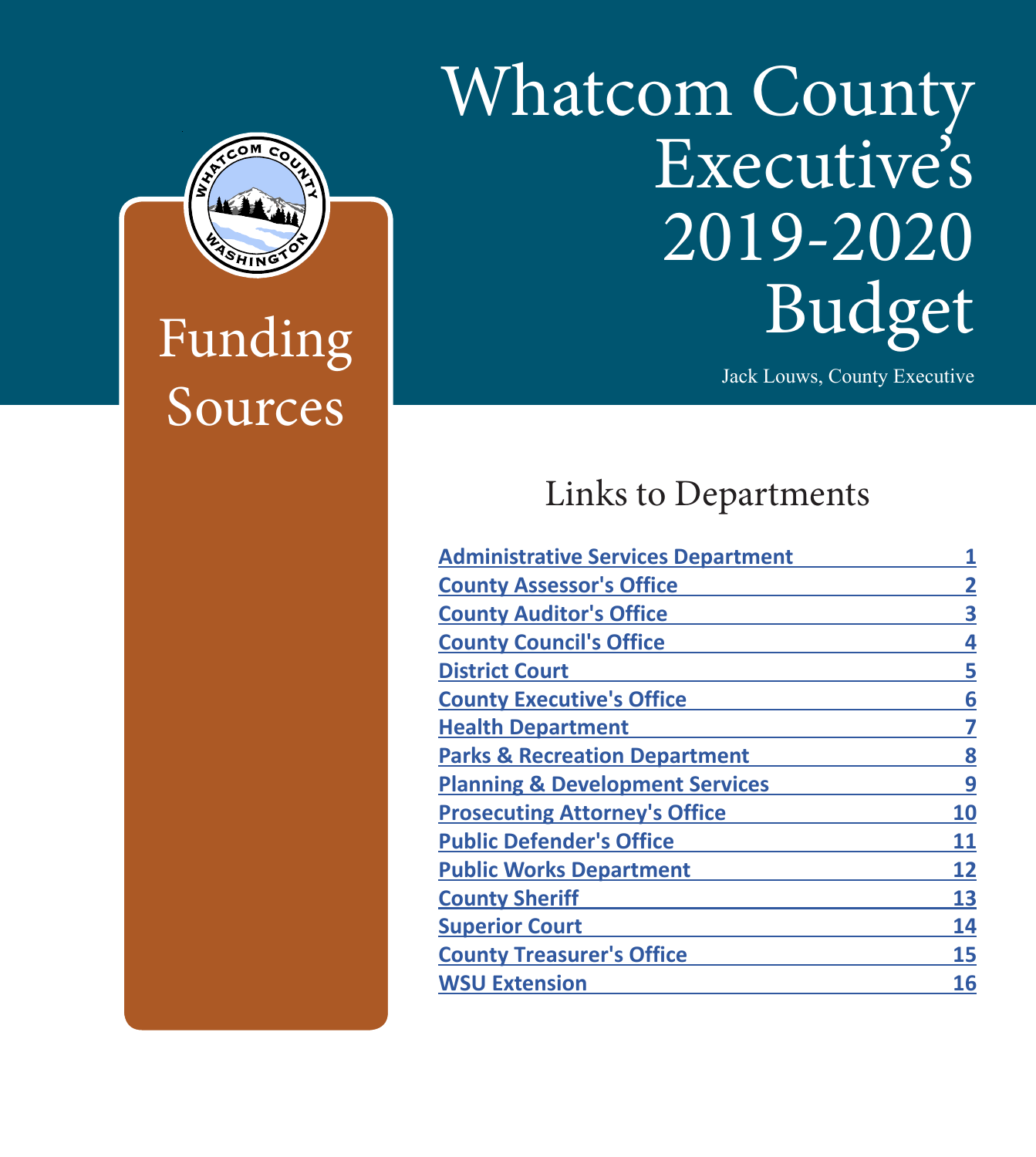# Whatcom County Executive's 2019-2020 Budget

Jack Louws, County Executive

## Funding Sources

## Links to Departments

| | |
|---|---|
| Administrative Services Department | 1 |
| County Assessor's Office | 2 |
| County Auditor's Office | 3 |
| County Council's Office | 4 |
| District Court | 5 |
| County Executive's Office | 6 |
| Health Department | 7 |
| Parks & Recreation Department | 8 |
| Planning & Development Services | 9 |
| Prosecuting Attorney's Office | 10 |
| Public Defender's Office | 11 |
| Public Works Department | 12 |
| County Sheriff | 13 |
| Superior Court | 14 |
| County Treasurer's Office | 15 |
| WSU Extension | 16 |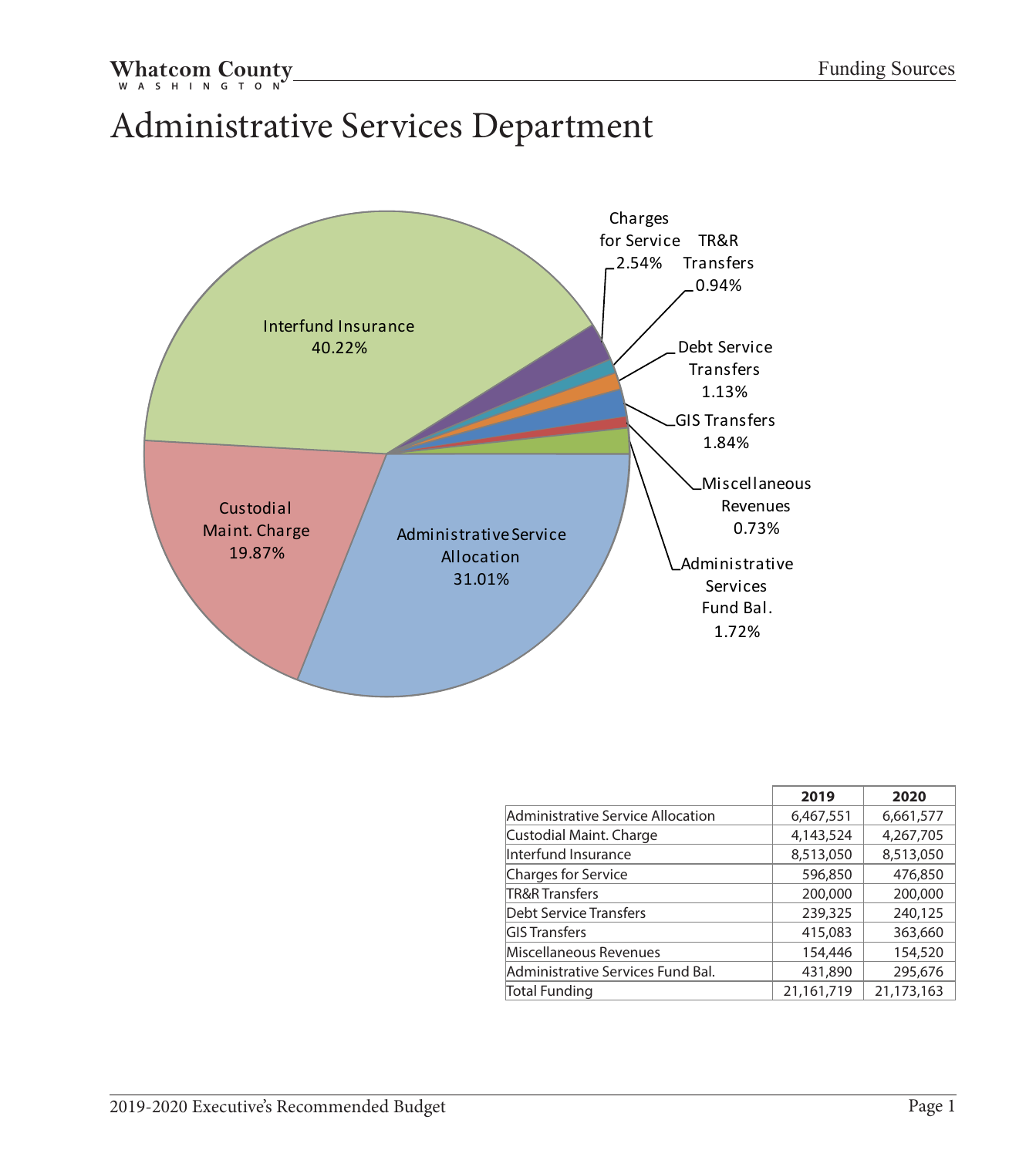# Administrative Services Department

Interfund Insurance
40.22%

Custodial
Maint. Charge
19.87%

Administrative Service
Allocation
31.01%

Charges
for Service
2.54%

TR&R
Transfers
0.94%

Debt Service
Transfers
1.13%

GIS Transfers
1.84%

Miscellaneous
Revenues
0.73%

Administrative
Services
Fund Bal.
1.72%

| | 2019 | 2020 |
|---|---|---|
| Administrative Service Allocation | 6,467,551 | 6,661,577 |
| Custodial Maint. Charge | 4,143,524 | 4,267,705 |
| Interfund Insurance | 8,513,050 | 8,513,050 |
| Charges for Service | 596,850 | 476,850 |
| TR&R Transfers | 200,000 | 200,000 |
| Debt Service Transfers | 239,325 | 240,125 |
| GIS Transfers | 415,083 | 363,660 |
| Miscellaneous Revenues | 154,446 | 154,520 |
| Administrative Services Fund Bal. | 431,890 | 295,676 |
| Total Funding | 21,161,719 | 21,173,163 |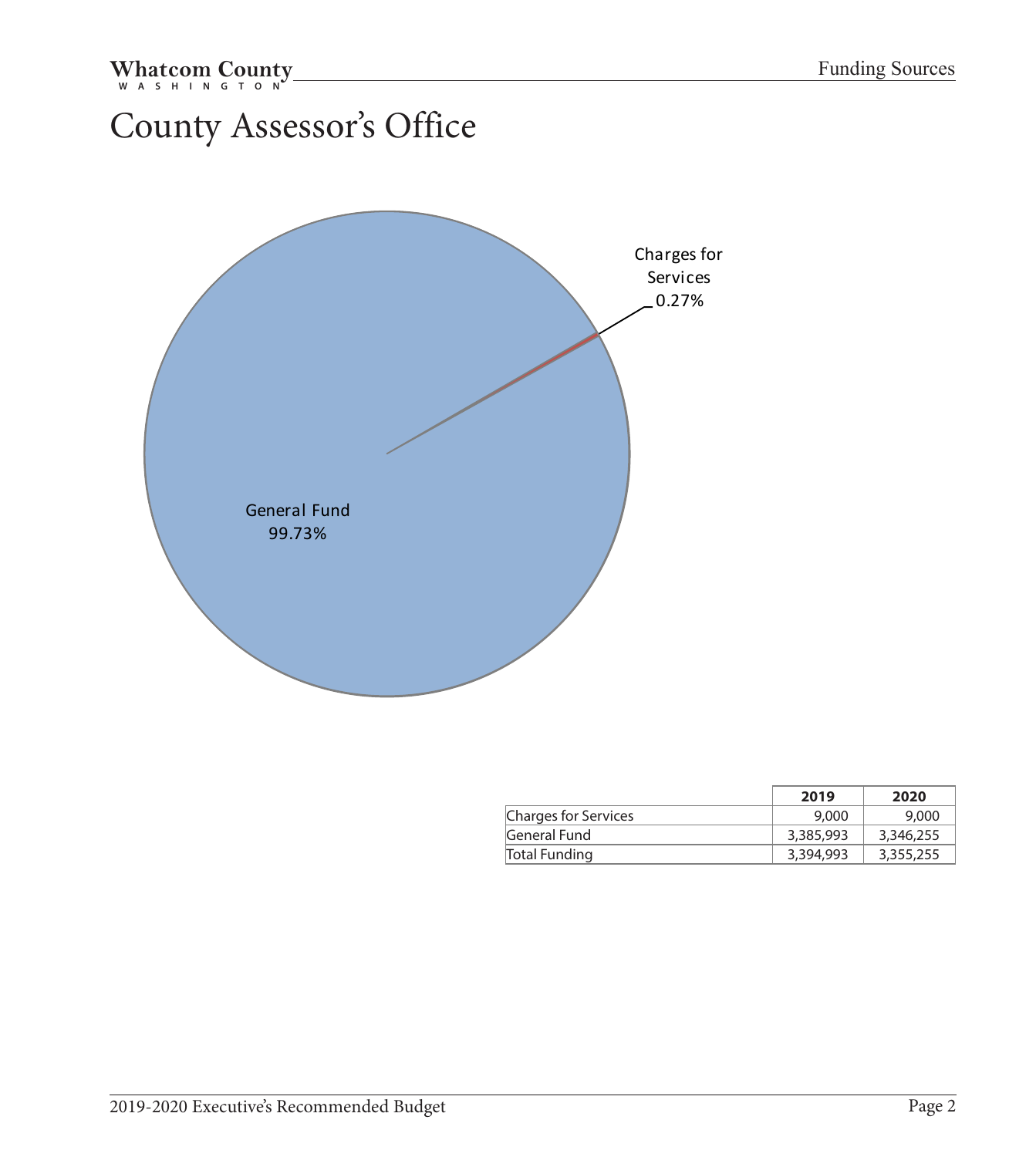# County Assessor's Office

Charges for Services 0.27%

General Fund 99.73%

| | 2019 | 2020 |
|---|---|---|
| Charges for Services | 9,000 | 9,000 |
| General Fund | 3,385,993 | 3,346,255 |
| Total Funding | 3,394,993 | 3,355,255 |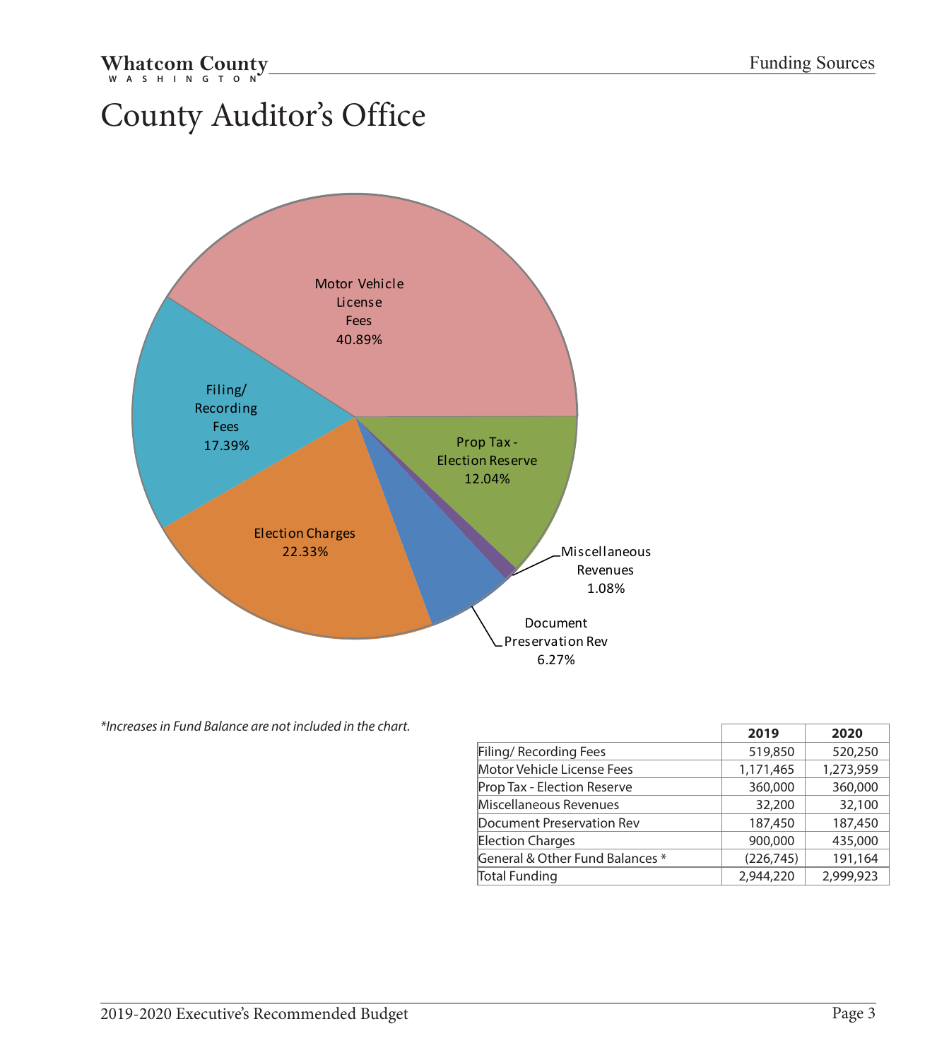# County Auditor's Office

Motor Vehicle License Fees 40.89%

Filing/ Recording Fees 17.39%

Prop Tax - Election Reserve 12.04%

Election Charges 22.33%

Miscellaneous Revenues 1.08%

Document Preservation Rev 6.27%

*Increases in Fund Balance are not included in the chart.*

| | 2019 | 2020 |
|---|---|---|
| Filing/ Recording Fees | 519,850 | 520,250 |
| Motor Vehicle License Fees | 1,171,465 | 1,273,959 |
| Prop Tax - Election Reserve | 360,000 | 360,000 |
| Miscellaneous Revenues | 32,200 | 32,100 |
| Document Preservation Rev | 187,450 | 187,450 |
| Election Charges | 900,000 | 435,000 |
| General & Other Fund Balances * | (226,745) | 191,164 |
| Total Funding | 2,944,220 | 2,999,923 |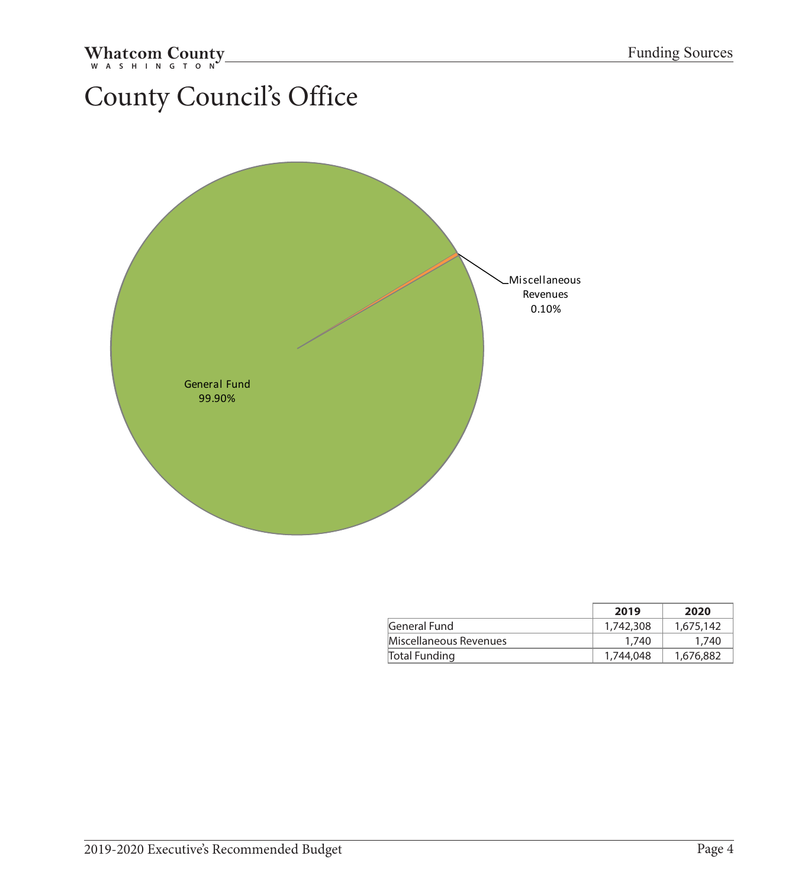# County Council's Office

Miscellaneous Revenues 0.10%

General Fund 99.90%

| | 2019 | 2020 |
|---|---|---|
| General Fund | 1,742,308 | 1,675,142 |
| Miscellaneous Revenues | 1,740 | 1,740 |
| Total Funding | 1,744,048 | 1,676,882 |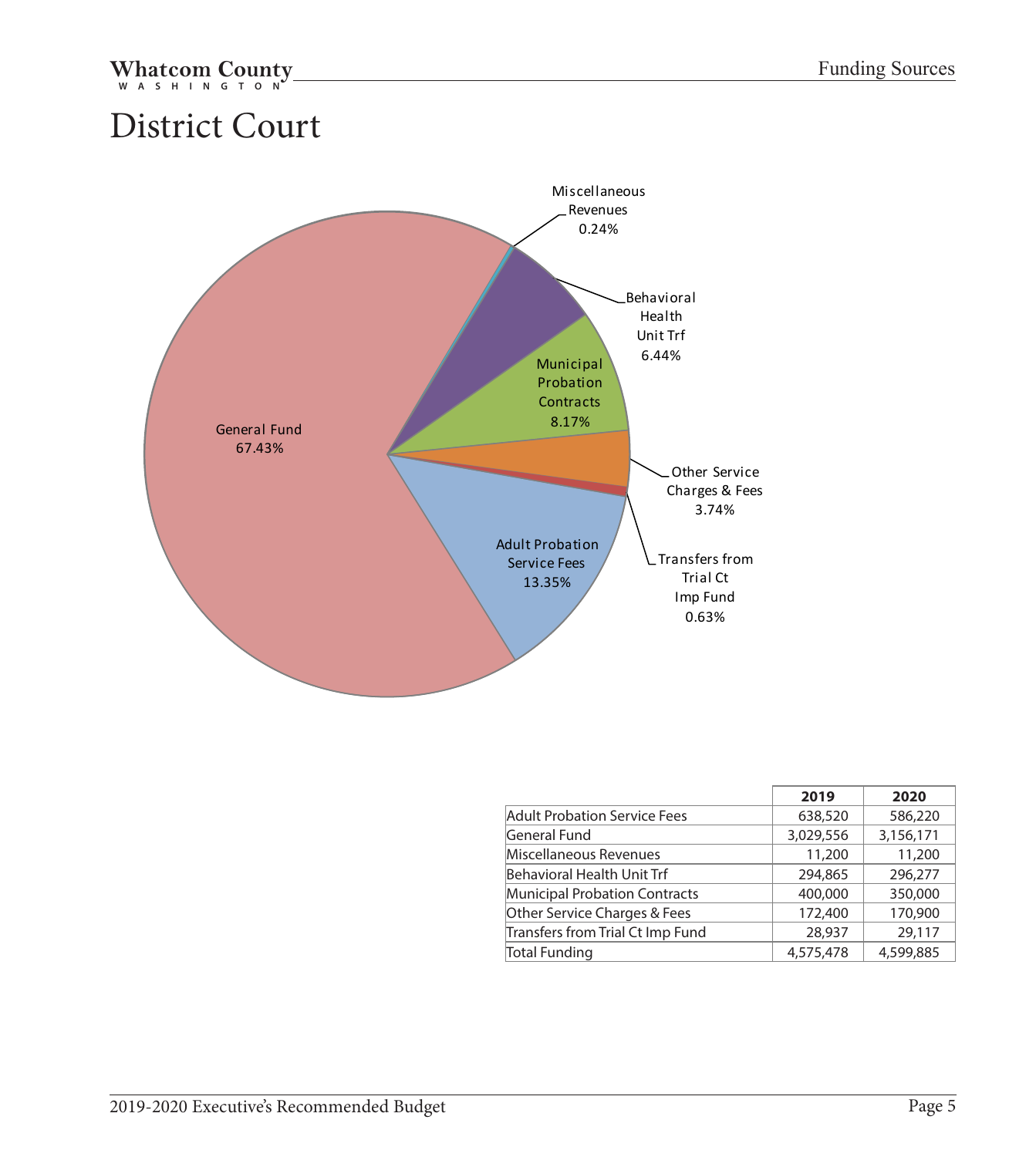# District Court

General Fund 67.43%

Miscellaneous Revenues 0.24%

Behavioral Health Unit Trf 6.44%

Municipal Probation Contracts 8.17%

Other Service Charges & Fees 3.74%

Transfers from Trial Ct Imp Fund 0.63%

Adult Probation Service Fees 13.35%

| | 2019 | 2020 |
|---|---|---|
| Adult Probation Service Fees | 638,520 | 586,220 |
| General Fund | 3,029,556 | 3,156,171 |
| Miscellaneous Revenues | 11,200 | 11,200 |
| Behavioral Health Unit Trf | 294,865 | 296,277 |
| Municipal Probation Contracts | 400,000 | 350,000 |
| Other Service Charges & Fees | 172,400 | 170,900 |
| Transfers from Trial Ct Imp Fund | 28,937 | 29,117 |
| Total Funding | 4,575,478 | 4,599,885 |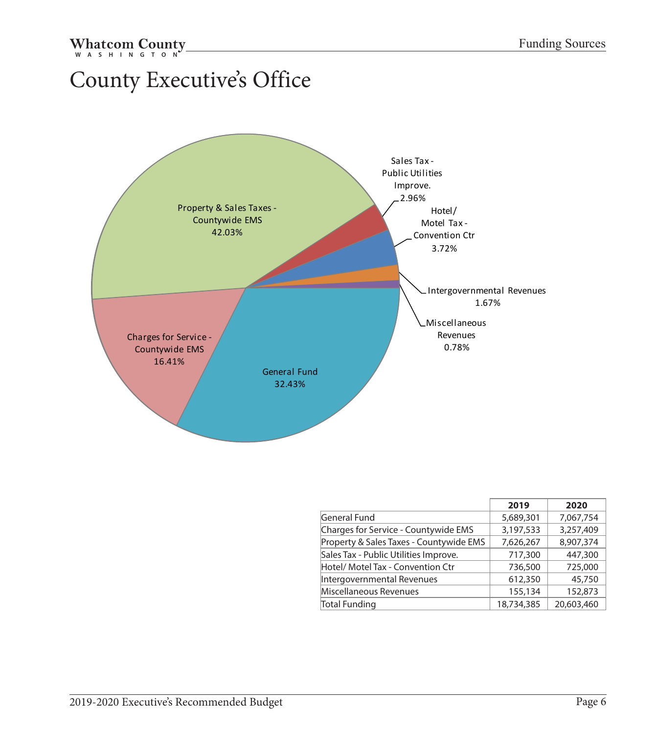# County Executive's Office

Property & Sales Taxes - Countywide EMS
42.03%

Sales Tax - Public Utilities Improve.
2.96%

Hotel/ Motel Tax - Convention Ctr
3.72%

Intergovernmental Revenues
1.67%

Miscellaneous Revenues
0.78%

Charges for Service - Countywide EMS
16.41%

General Fund
32.43%

| | 2019 | 2020 |
|---|---|---|
| General Fund | 5,689,301 | 7,067,754 |
| Charges for Service - Countywide EMS | 3,197,533 | 3,257,409 |
| Property & Sales Taxes - Countywide EMS | 7,626,267 | 8,907,374 |
| Sales Tax - Public Utilities Improve. | 717,300 | 447,300 |
| Hotel/ Motel Tax - Convention Ctr | 736,500 | 725,000 |
| Intergovernmental Revenues | 612,350 | 45,750 |
| Miscellaneous Revenues | 155,134 | 152,873 |
| Total Funding | 18,734,385 | 20,603,460 |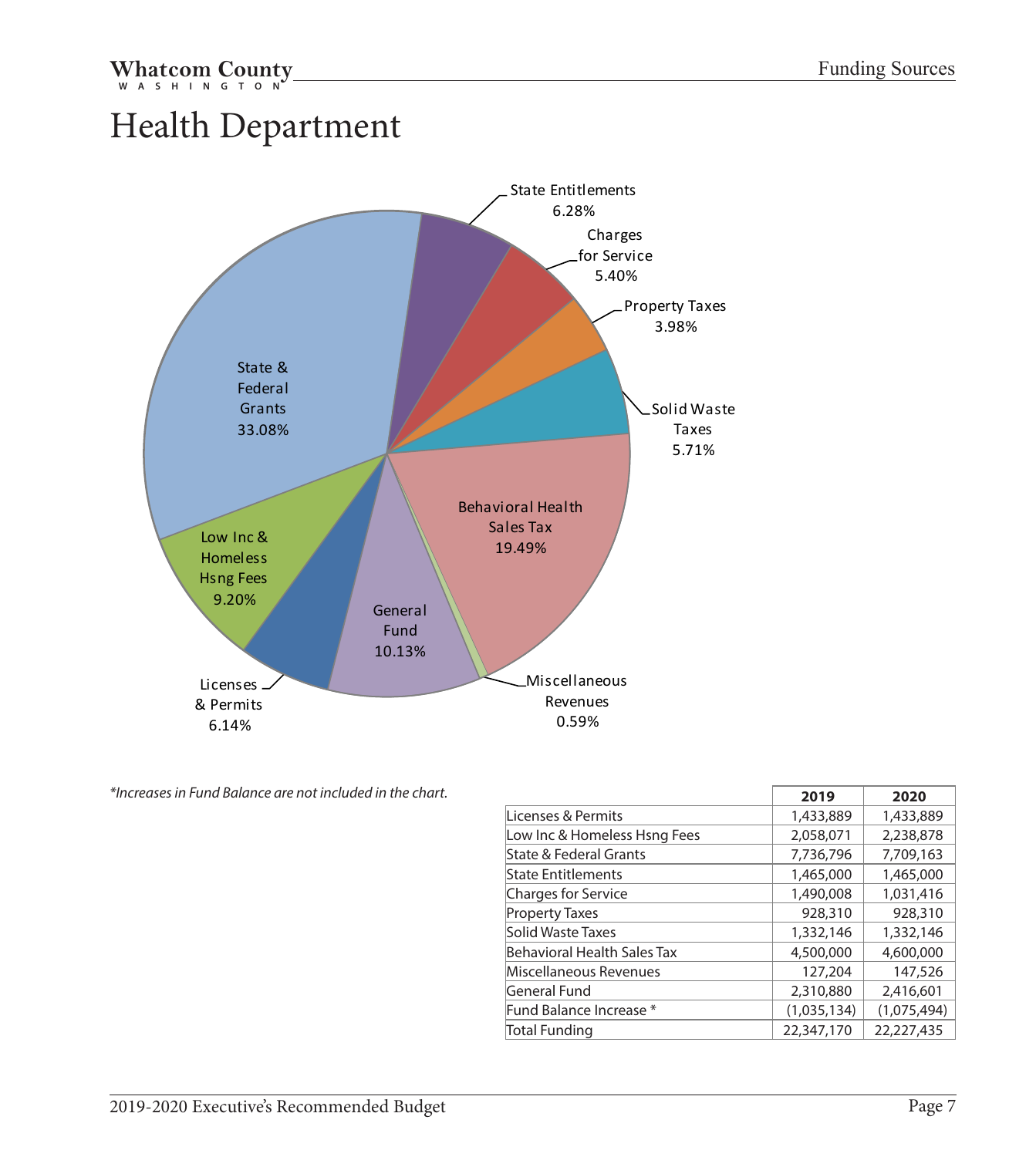# Health Department

State Entitlements 6.28%
Charges for Service 5.40%
Property Taxes 3.98%
Solid Waste Taxes 5.71%
Behavioral Health Sales Tax 19.49%
Miscellaneous Revenues 0.59%
General Fund 10.13%
Licenses & Permits 6.14%
Low Inc & Homeless Hsng Fees 9.20%
State & Federal Grants 33.08%

*\*Increases in Fund Balance are not included in the chart.*

| | 2019 | 2020 |
|---|---|---|
| Licenses & Permits | 1,433,889 | 1,433,889 |
| Low Inc & Homeless Hsng Fees | 2,058,071 | 2,238,878 |
| State & Federal Grants | 7,736,796 | 7,709,163 |
| State Entitlements | 1,465,000 | 1,465,000 |
| Charges for Service | 1,490,008 | 1,031,416 |
| Property Taxes | 928,310 | 928,310 |
| Solid Waste Taxes | 1,332,146 | 1,332,146 |
| Behavioral Health Sales Tax | 4,500,000 | 4,600,000 |
| Miscellaneous Revenues | 127,204 | 147,526 |
| General Fund | 2,310,880 | 2,416,601 |
| Fund Balance Increase * | (1,035,134) | (1,075,494) |
| Total Funding | 22,347,170 | 22,227,435 |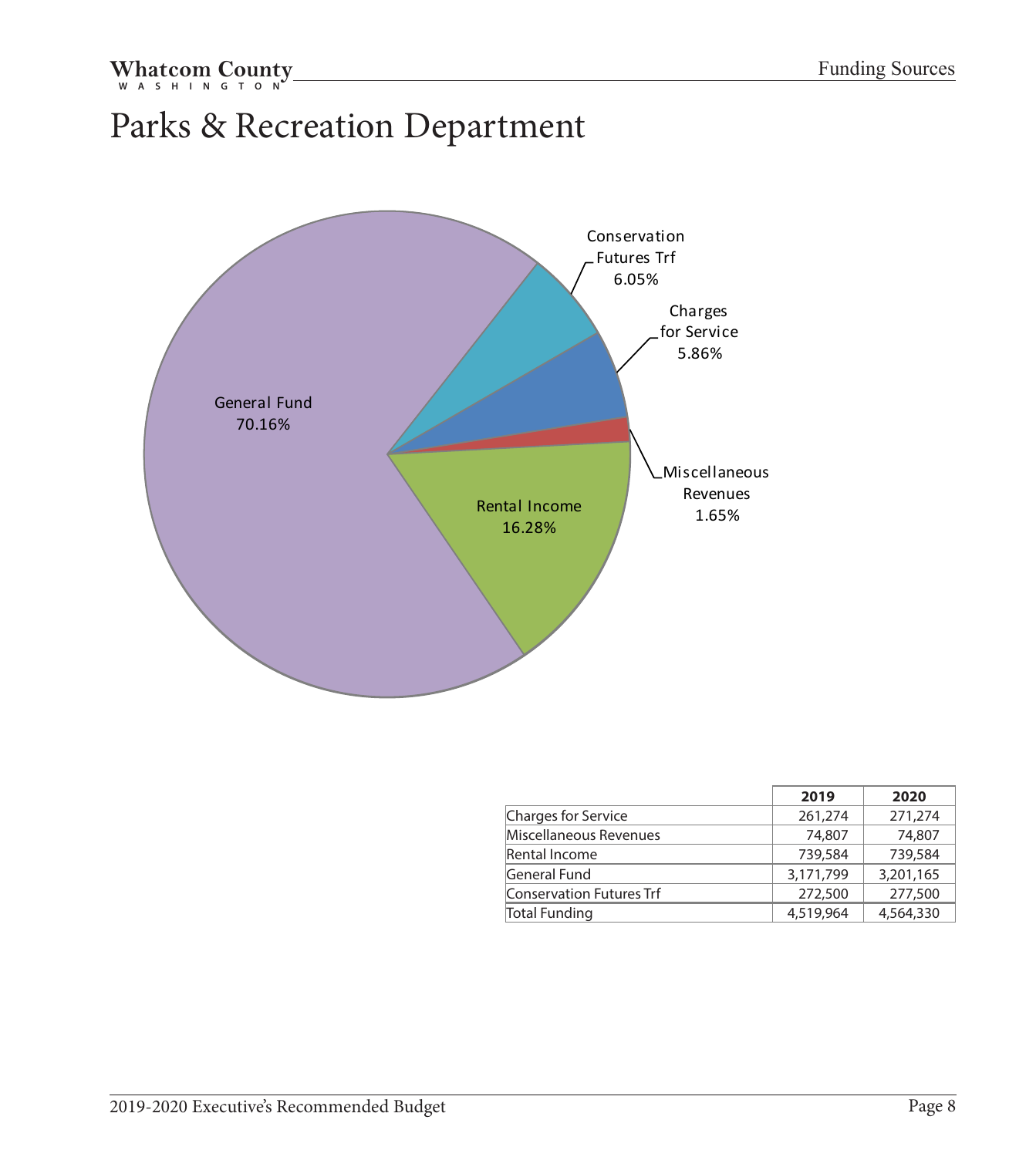# Parks & Recreation Department

Conservation Futures Trf 6.05%

Charges for Service 5.86%

Miscellaneous Revenues 1.65%

Rental Income 16.28%

General Fund 70.16%

| | 2019 | 2020 |
|---|---|---|
| Charges for Service | 261,274 | 271,274 |
| Miscellaneous Revenues | 74,807 | 74,807 |
| Rental Income | 739,584 | 739,584 |
| General Fund | 3,171,799 | 3,201,165 |
| Conservation Futures Trf | 272,500 | 277,500 |
| Total Funding | 4,519,964 | 4,564,330 |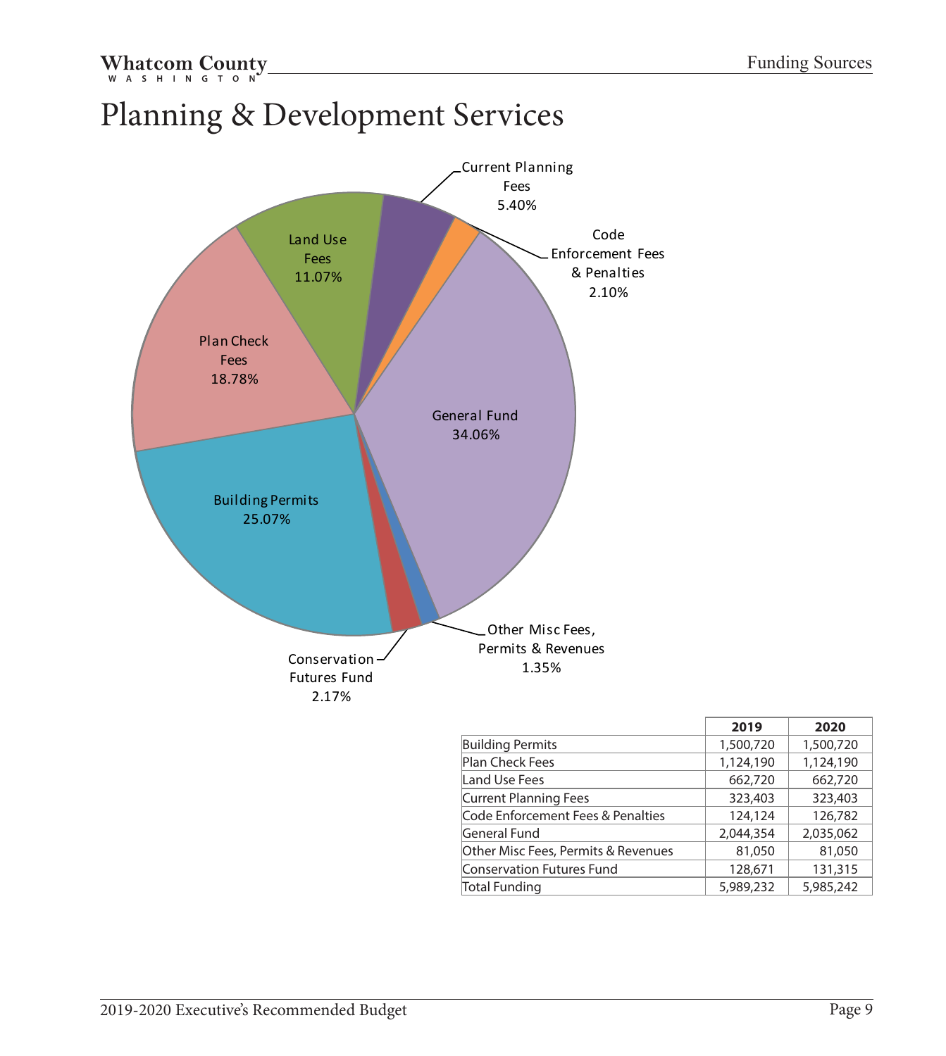# Planning & Development Services

Current Planning Fees 5.40%

Code Enforcement Fees & Penalties 2.10%

Land Use Fees 11.07%

Plan Check Fees 18.78%

General Fund 34.06%

Building Permits 25.07%

Other Misc Fees, Permits & Revenues 1.35%

Conservation Futures Fund 2.17%

| | 2019 | 2020 |
|---|---|---|
| Building Permits | 1,500,720 | 1,500,720 |
| Plan Check Fees | 1,124,190 | 1,124,190 |
| Land Use Fees | 662,720 | 662,720 |
| Current Planning Fees | 323,403 | 323,403 |
| Code Enforcement Fees & Penalties | 124,124 | 126,782 |
| General Fund | 2,044,354 | 2,035,062 |
| Other Misc Fees, Permits & Revenues | 81,050 | 81,050 |
| Conservation Futures Fund | 128,671 | 131,315 |
| Total Funding | 5,989,232 | 5,985,242 |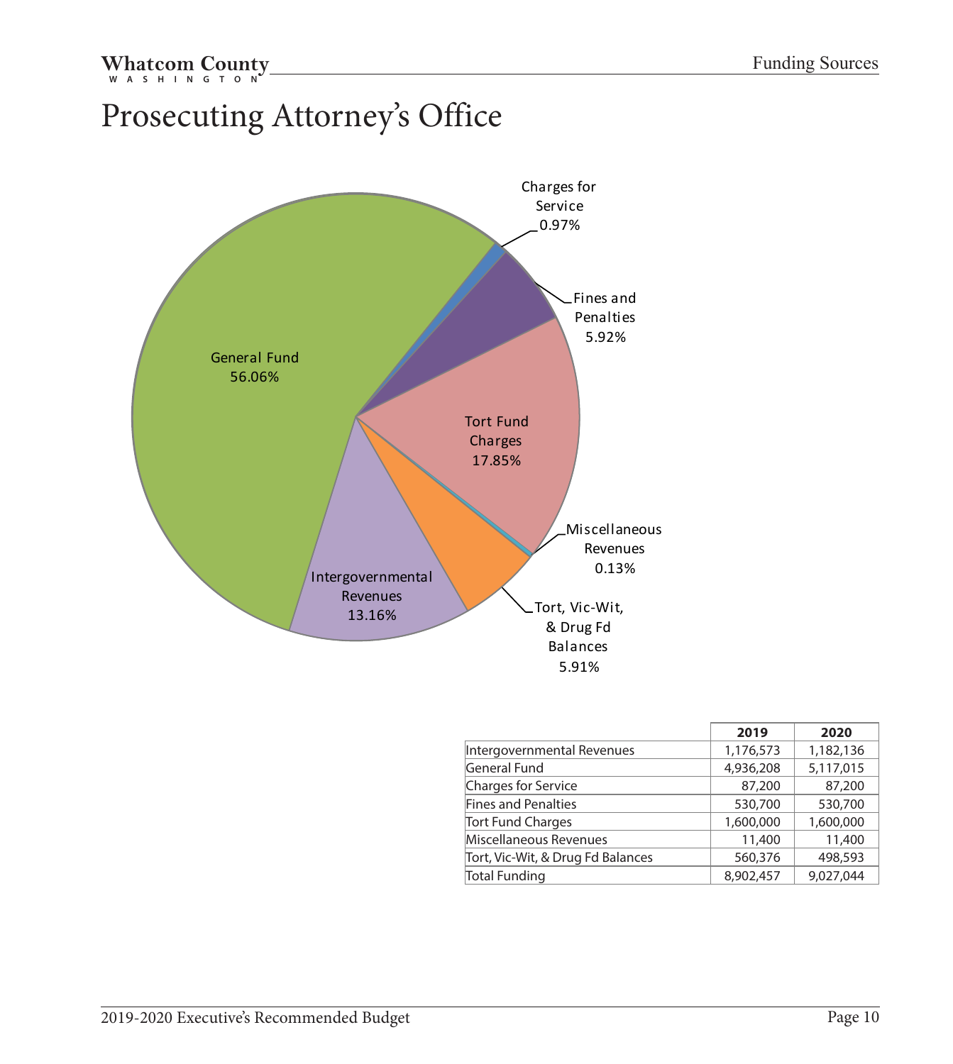# Prosecuting Attorney's Office

Charges for Service
0.97%

Fines and Penalties
5.92%

Tort Fund Charges
17.85%

Miscellaneous Revenues
0.13%

Tort, Vic-Wit, & Drug Fd Balances
5.91%

Intergovernmental Revenues
13.16%

General Fund
56.06%

| | 2019 | 2020 |
|---|---|---|
| Intergovernmental Revenues | 1,176,573 | 1,182,136 |
| General Fund | 4,936,208 | 5,117,015 |
| Charges for Service | 87,200 | 87,200 |
| Fines and Penalties | 530,700 | 530,700 |
| Tort Fund Charges | 1,600,000 | 1,600,000 |
| Miscellaneous Revenues | 11,400 | 11,400 |
| Tort, Vic-Wit, & Drug Fd Balances | 560,376 | 498,593 |
| Total Funding | 8,902,457 | 9,027,044 |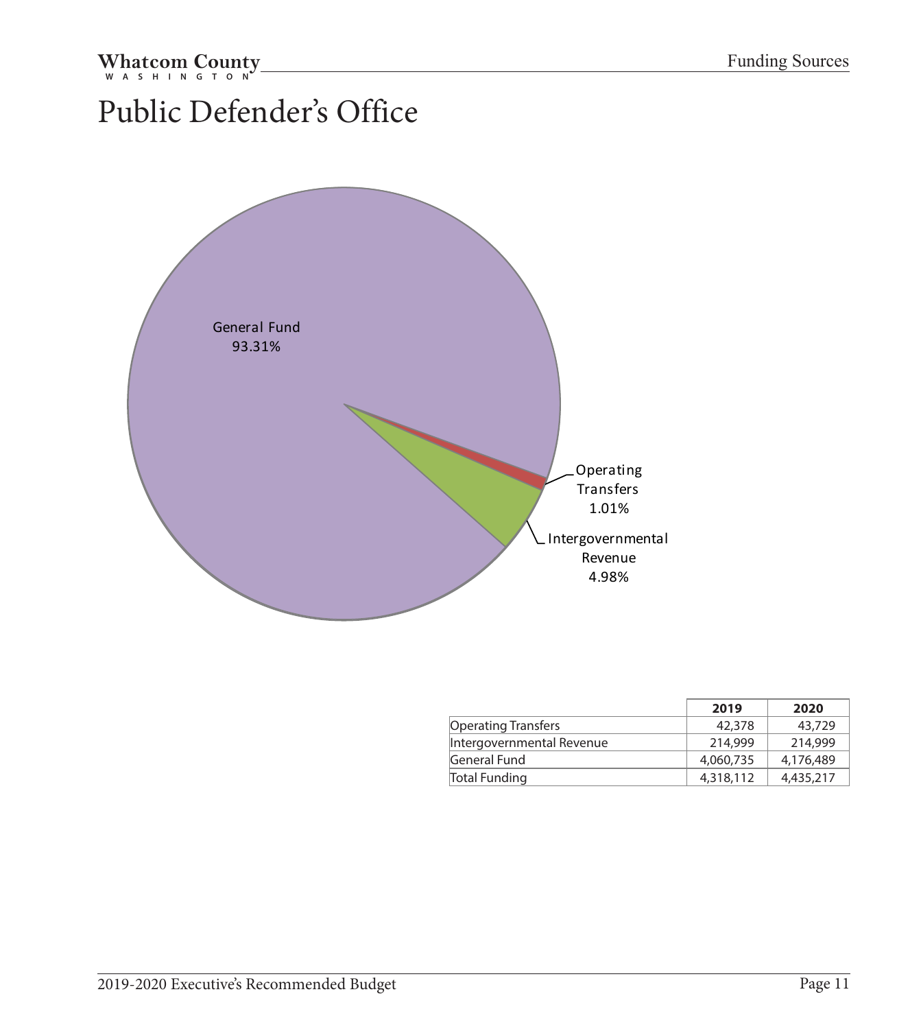# Public Defender's Office

General Fund
93.31%

Operating
Transfers
1.01%

Intergovernmental
Revenue
4.98%

| | 2019 | 2020 |
|---|---|---|
| Operating Transfers | 42,378 | 43,729 |
| Intergovernmental Revenue | 214,999 | 214,999 |
| General Fund | 4,060,735 | 4,176,489 |
| Total Funding | 4,318,112 | 4,435,217 |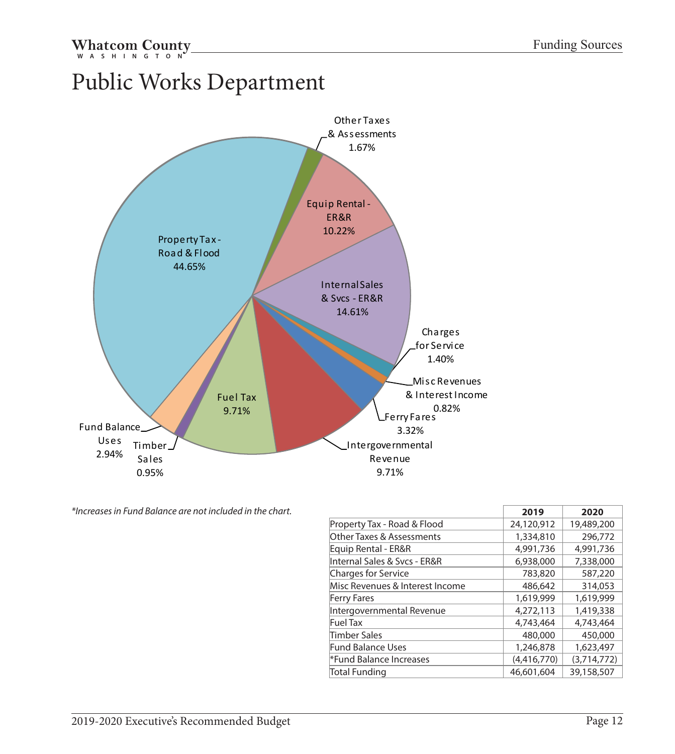# Public Works Department

Other Taxes & Assessments 1.67%

Equip Rental - ER&R 10.22%

Internal Sales & Svcs - ER&R 14.61%

Charges for Service 1.40%

Misc Revenues & Interest Income 0.82%

Ferry Fares 3.32%

Intergovernmental Revenue 9.71%

Fuel Tax 9.71%

Timber Sales 0.95%

Fund Balance Uses 2.94%

Property Tax - Road & Flood 44.65%

*Increases in Fund Balance are not included in the chart.*

| | 2019 | 2020 |
|---|---|---|
| Property Tax - Road & Flood | 24,120,912 | 19,489,200 |
| Other Taxes & Assessments | 1,334,810 | 296,772 |
| Equip Rental - ER&R | 4,991,736 | 4,991,736 |
| Internal Sales & Svcs - ER&R | 6,938,000 | 7,338,000 |
| Charges for Service | 783,820 | 587,220 |
| Misc Revenues & Interest Income | 486,642 | 314,053 |
| Ferry Fares | 1,619,999 | 1,619,999 |
| Intergovernmental Revenue | 4,272,113 | 1,419,338 |
| Fuel Tax | 4,743,464 | 4,743,464 |
| Timber Sales | 480,000 | 450,000 |
| Fund Balance Uses | 1,246,878 | 1,623,497 |
| *Fund Balance Increases | (4,416,770) | (3,714,772) |
| Total Funding | 46,601,604 | 39,158,507 |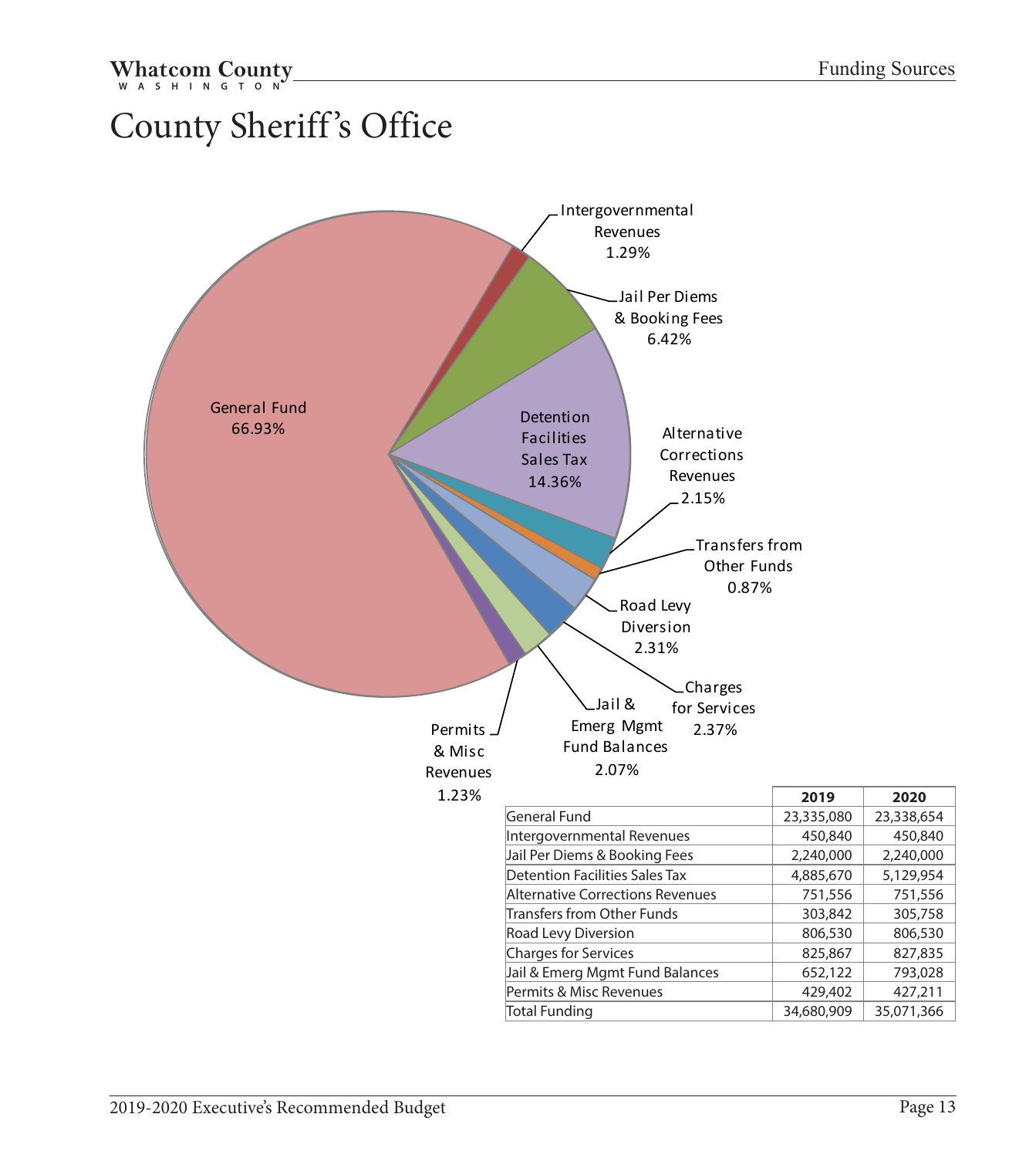# County Sheriff's Office

General Fund 66.93%

Intergovernmental Revenues 1.29%

Jail Per Diems & Booking Fees 6.42%

Detention Facilities Sales Tax 14.36%

Alternative Corrections Revenues 2.15%

Transfers from Other Funds 0.87%

Road Levy Diversion 2.31%

Charges for Services 2.37%

Jail & Emerg Mgmt Fund Balances 2.07%

Permits & Misc Revenues 1.23%

| | 2019 | 2020 |
|---|---|---|
| General Fund | 23,335,080 | 23,338,654 |
| Intergovernmental Revenues | 450,840 | 450,840 |
| Jail Per Diems & Booking Fees | 2,240,000 | 2,240,000 |
| Detention Facilities Sales Tax | 4,885,670 | 5,129,954 |
| Alternative Corrections Revenues | 751,556 | 751,556 |
| Transfers from Other Funds | 303,842 | 305,758 |
| Road Levy Diversion | 806,530 | 806,530 |
| Charges for Services | 825,867 | 827,835 |
| Jail & Emerg Mgmt Fund Balances | 652,122 | 793,028 |
| Permits & Misc Revenues | 429,402 | 427,211 |
| Total Funding | 34,680,909 | 35,071,366 |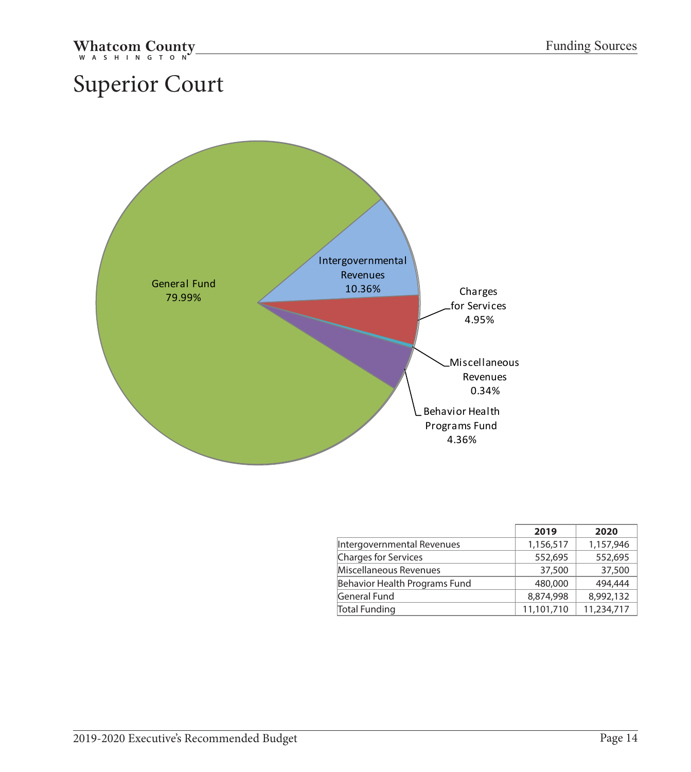# Superior Court

General Fund
79.99%

Intergovernmental
Revenues
10.36%

Charges
for Services
4.95%

Miscellaneous
Revenues
0.34%

Behavior Health
Programs Fund
4.36%

| | 2019 | 2020 |
|---|---|---|
| Intergovernmental Revenues | 1,156,517 | 1,157,946 |
| Charges for Services | 552,695 | 552,695 |
| Miscellaneous Revenues | 37,500 | 37,500 |
| Behavior Health Programs Fund | 480,000 | 494,444 |
| General Fund | 8,874,998 | 8,992,132 |
| Total Funding | 11,101,710 | 11,234,717 |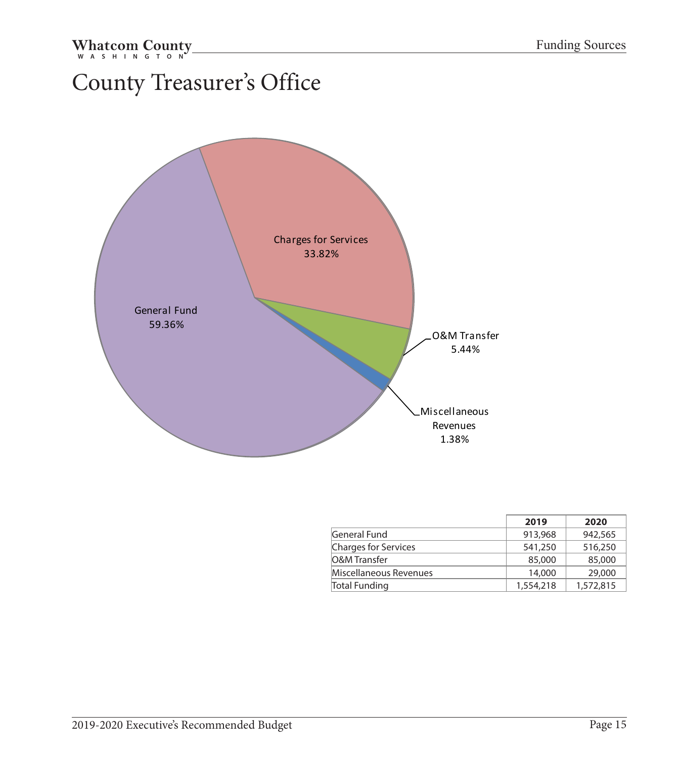# County Treasurer's Office

Charges for Services
33.82%

General Fund
59.36%

O&M Transfer
5.44%

Miscellaneous
Revenues
1.38%

| | 2019 | 2020 |
|---|---|---|
| General Fund | 913,968 | 942,565 |
| Charges for Services | 541,250 | 516,250 |
| O&M Transfer | 85,000 | 85,000 |
| Miscellaneous Revenues | 14,000 | 29,000 |
| Total Funding | 1,554,218 | 1,572,815 |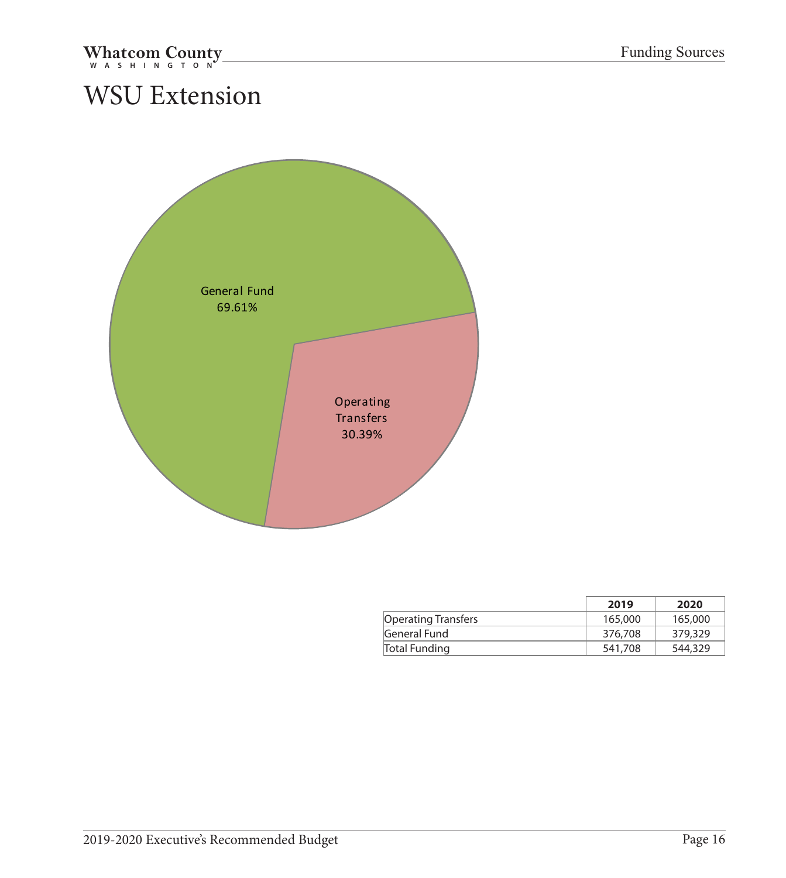# WSU Extension

General Fund
69.61%

Operating
Transfers
30.39%

| | 2019 | 2020 |
|---|---|---|
| Operating Transfers | 165,000 | 165,000 |
| General Fund | 376,708 | 379,329 |
| Total Funding | 541,708 | 544,329 |